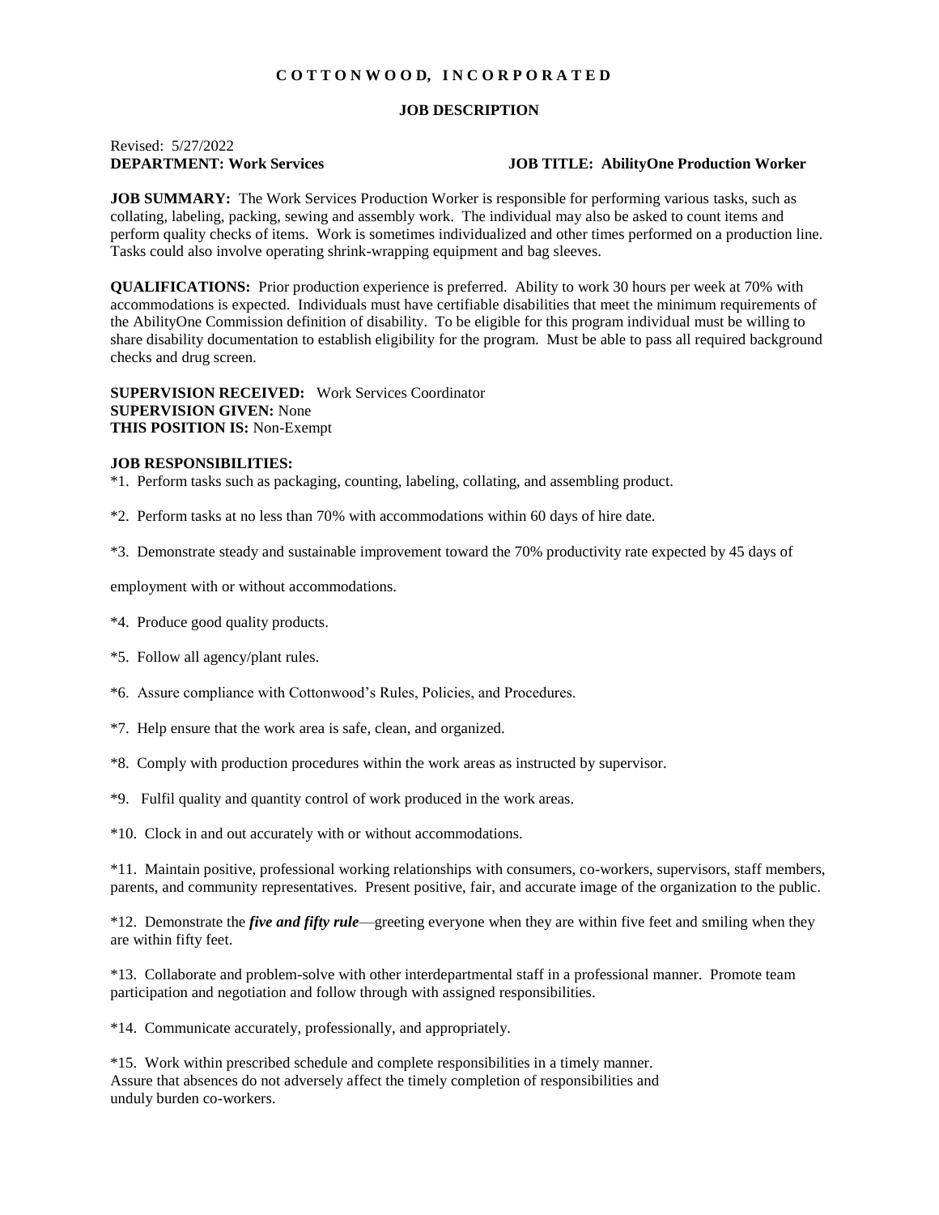# C O T T O N W O O D, I N C O R P O R A T E D

## JOB DESCRIPTION

Revised: 5/27/2022

**DEPARTMENT: Work Services** **JOB TITLE: AbilityOne Production Worker**

**JOB SUMMARY:** The Work Services Production Worker is responsible for performing various tasks, such as collating, labeling, packing, sewing and assembly work. The individual may also be asked to count items and perform quality checks of items. Work is sometimes individualized and other times performed on a production line. Tasks could also involve operating shrink-wrapping equipment and bag sleeves.

**QUALIFICATIONS:** Prior production experience is preferred. Ability to work 30 hours per week at 70% with accommodations is expected. Individuals must have certifiable disabilities that meet the minimum requirements of the AbilityOne Commission definition of disability. To be eligible for this program individual must be willing to share disability documentation to establish eligibility for the program. Must be able to pass all required background checks and drug screen.

**SUPERVISION RECEIVED:** Work Services Coordinator
**SUPERVISION GIVEN:** None
**THIS POSITION IS:** Non-Exempt

**JOB RESPONSIBILITIES:**

*1. Perform tasks such as packaging, counting, labeling, collating, and assembling product.

*2. Perform tasks at no less than 70% with accommodations within 60 days of hire date.

*3. Demonstrate steady and sustainable improvement toward the 70% productivity rate expected by 45 days of employment with or without accommodations.

*4. Produce good quality products.

*5. Follow all agency/plant rules.

*6. Assure compliance with Cottonwood's Rules, Policies, and Procedures.

*7. Help ensure that the work area is safe, clean, and organized.

*8. Comply with production procedures within the work areas as instructed by supervisor.

*9. Fulfil quality and quantity control of work produced in the work areas.

*10. Clock in and out accurately with or without accommodations.

*11. Maintain positive, professional working relationships with consumers, co-workers, supervisors, staff members, parents, and community representatives. Present positive, fair, and accurate image of the organization to the public.

*12. Demonstrate the ***five and fifty rule***—greeting everyone when they are within five feet and smiling when they are within fifty feet.

*13. Collaborate and problem-solve with other interdepartmental staff in a professional manner. Promote team participation and negotiation and follow through with assigned responsibilities.

*14. Communicate accurately, professionally, and appropriately.

*15. Work within prescribed schedule and complete responsibilities in a timely manner. Assure that absences do not adversely affect the timely completion of responsibilities and unduly burden co-workers.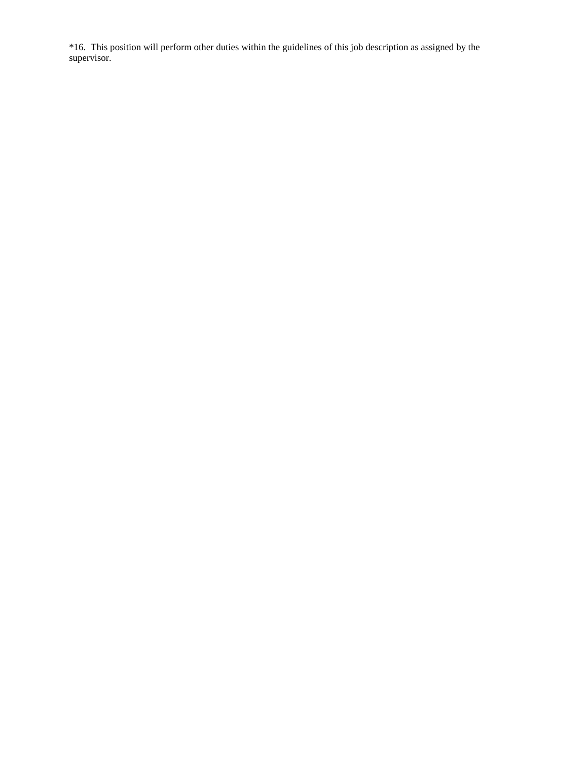*16.  This position will perform other duties within the guidelines of this job description as assigned by the supervisor.